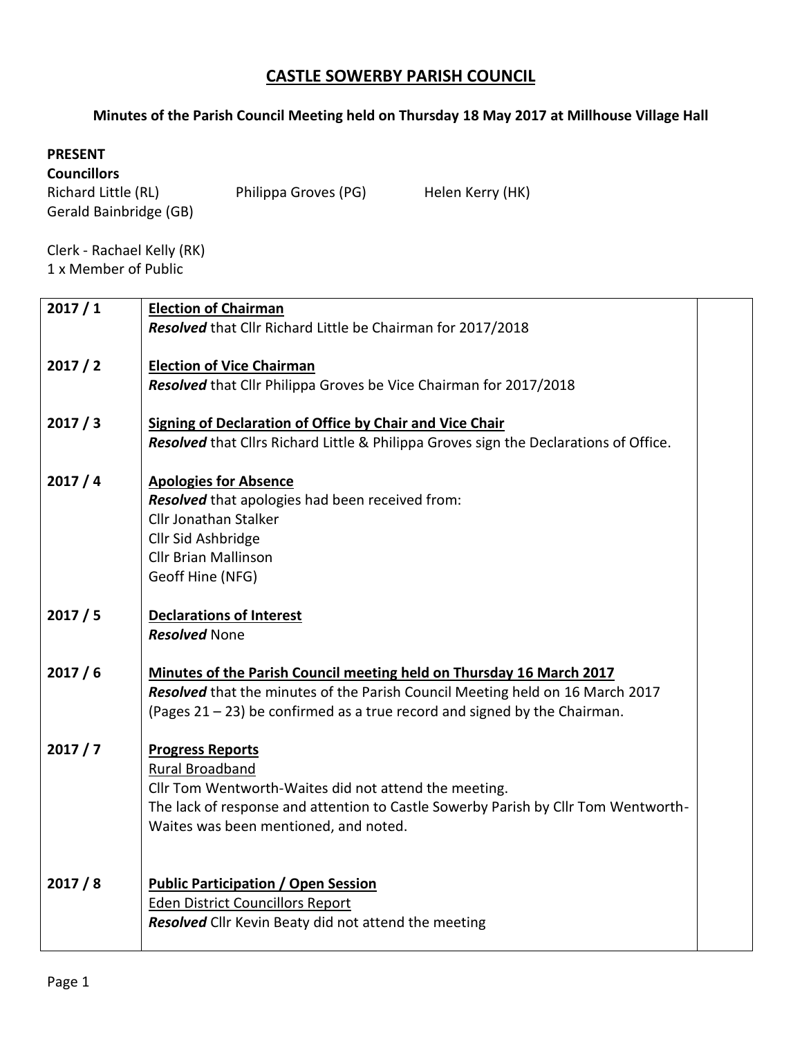# CASTLE SOWERBY PARISH COUNCIL

## Minutes of the Parish Council Meeting held on Thursday 18 May 2017 at Millhouse Village Hall

**PRESENT**
**Councillors**
Richard Little (RL) Philippa Groves (PG) Helen Kerry (HK)
Gerald Bainbridge (GB)

Clerk - Rachael Kelly (RK)
1 x Member of Public

| | | |
|---|---|---|
| 2017 / 1 | <u>**Election of Chairman**</u><br>***Resolved*** that Cllr Richard Little be Chairman for 2017/2018 | |
| 2017 / 2 | <u>**Election of Vice Chairman**</u><br>***Resolved*** that Cllr Philippa Groves be Vice Chairman for 2017/2018 | |
| 2017 / 3 | <u>**Signing of Declaration of Office by Chair and Vice Chair**</u><br>***Resolved*** that Cllrs Richard Little & Philippa Groves sign the Declarations of Office. | |
| 2017 / 4 | <u>**Apologies for Absence**</u><br>***Resolved*** that apologies had been received from:<br>Cllr Jonathan Stalker<br>Cllr Sid Ashbridge<br>Cllr Brian Mallinson<br>Geoff Hine (NFG) | |
| 2017 / 5 | <u>**Declarations of Interest**</u><br>***Resolved*** None | |
| 2017 / 6 | <u>**Minutes of the Parish Council meeting held on Thursday 16 March 2017**</u><br>***Resolved*** that the minutes of the Parish Council Meeting held on 16 March 2017 (Pages 21 – 23) be confirmed as a true record and signed by the Chairman. | |
| 2017 / 7 | <u>**Progress Reports**</u><br><u>Rural Broadband</u><br>Cllr Tom Wentworth-Waites did not attend the meeting.<br>The lack of response and attention to Castle Sowerby Parish by Cllr Tom Wentworth-Waites was been mentioned, and noted. | |
| 2017 / 8 | <u>**Public Participation / Open Session**</u><br><u>Eden District Councillors Report</u><br>***Resolved*** Cllr Kevin Beaty did not attend the meeting | |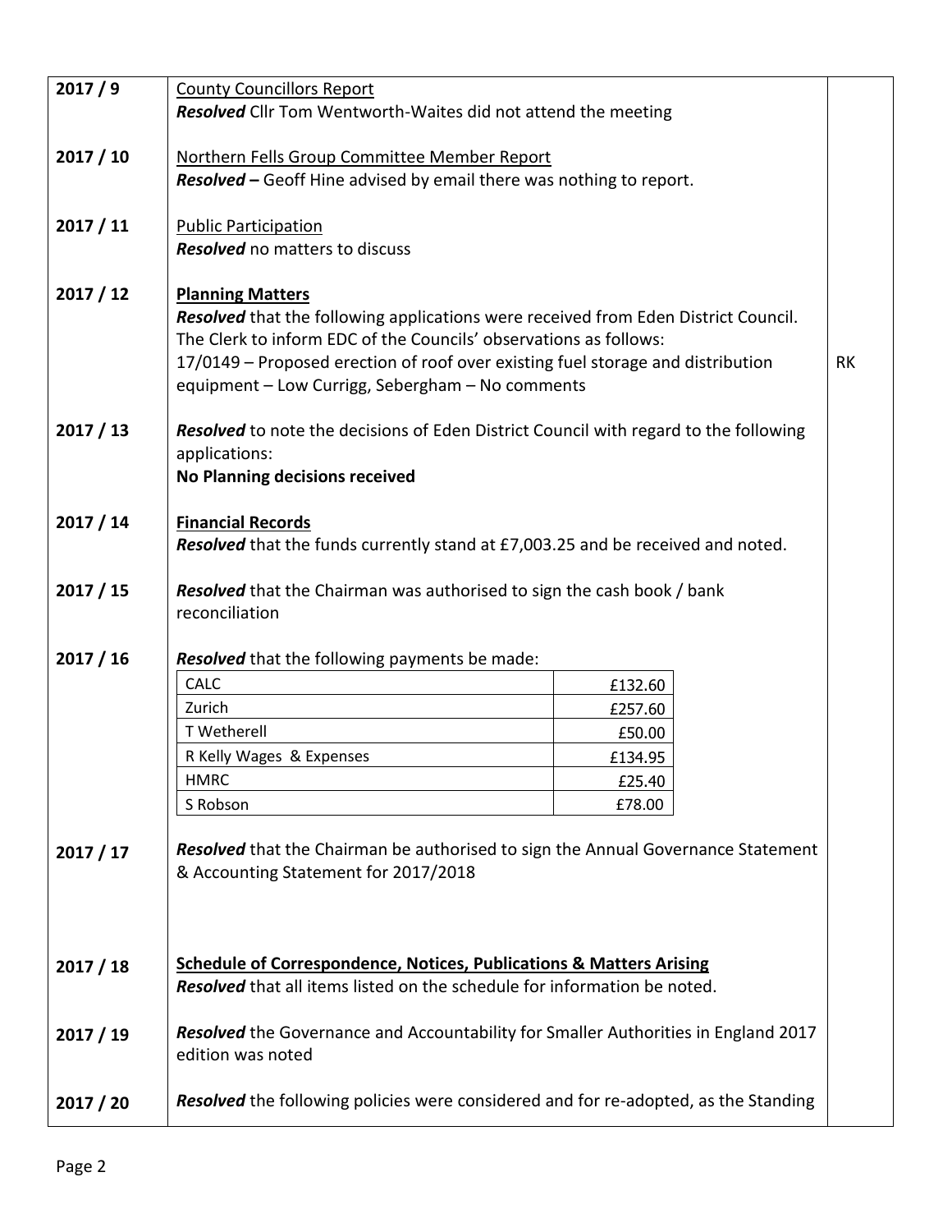| | | |
|---|---|---|
| **2017 / 9** | County Councillors Report<br>***Resolved*** Cllr Tom Wentworth-Waites did not attend the meeting | |
| **2017 / 10** | Northern Fells Group Committee Member Report<br>***Resolved –*** Geoff Hine advised by email there was nothing to report. | |
| **2017 / 11** | Public Participation<br>***Resolved*** no matters to discuss | |
| **2017 / 12** | **Planning Matters**<br>***Resolved*** that the following applications were received from Eden District Council. The Clerk to inform EDC of the Councils' observations as follows:<br>17/0149 – Proposed erection of roof over existing fuel storage and distribution equipment – Low Currigg, Sebergham – No comments | RK |
| **2017 / 13** | ***Resolved*** to note the decisions of Eden District Council with regard to the following applications:<br>**No Planning decisions received** | |
| **2017 / 14** | **Financial Records**<br>***Resolved*** that the funds currently stand at £7,003.25 and be received and noted. | |
| **2017 / 15** | ***Resolved*** that the Chairman was authorised to sign the cash book / bank reconciliation | |
| **2017 / 16** | ***Resolved*** that the following payments be made:<br>CALC – £132.60<br>Zurich – £257.60<br>T Wetherell – £50.00<br>R Kelly Wages & Expenses – £134.95<br>HMRC – £25.40<br>S Robson – £78.00 | |
| **2017 / 17** | ***Resolved*** that the Chairman be authorised to sign the Annual Governance Statement & Accounting Statement for 2017/2018 | |
| **2017 / 18** | **Schedule of Correspondence, Notices, Publications & Matters Arising**<br>***Resolved*** that all items listed on the schedule for information be noted. | |
| **2017 / 19** | ***Resolved*** the Governance and Accountability for Smaller Authorities in England 2017 edition was noted | |
| **2017 / 20** | ***Resolved*** the following policies were considered and for re-adopted, as the Standing | |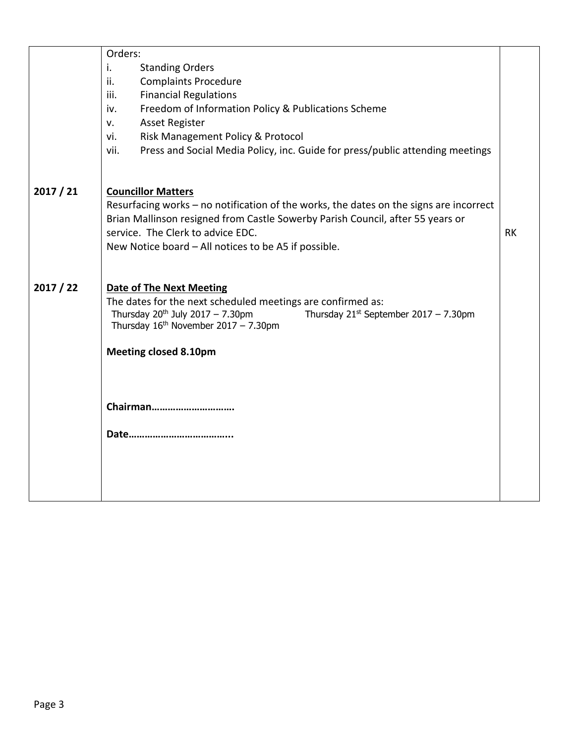| | | |
|---|---|---|
| | Orders:<br>i. Standing Orders<br>ii. Complaints Procedure<br>iii. Financial Regulations<br>iv. Freedom of Information Policy & Publications Scheme<br>v. Asset Register<br>vi. Risk Management Policy & Protocol<br>vii. Press and Social Media Policy, inc. Guide for press/public attending meetings | |
| **2017 / 21** | **Councillor Matters**<br>Resurfacing works – no notification of the works, the dates on the signs are incorrect<br>Brian Mallinson resigned from Castle Sowerby Parish Council, after 55 years or service. The Clerk to advice EDC.<br>New Notice board – All notices to be A5 if possible. | RK |
| **2017 / 22** | **Date of The Next Meeting**<br>The dates for the next scheduled meetings are confirmed as:<br>Thursday 20th July 2017 – 7.30pm Thursday 21st September 2017 – 7.30pm<br>Thursday 16th November 2017 – 7.30pm<br><br>**Meeting closed 8.10pm**<br><br>**Chairman………………………….**<br><br>**Date………………………………..** | |